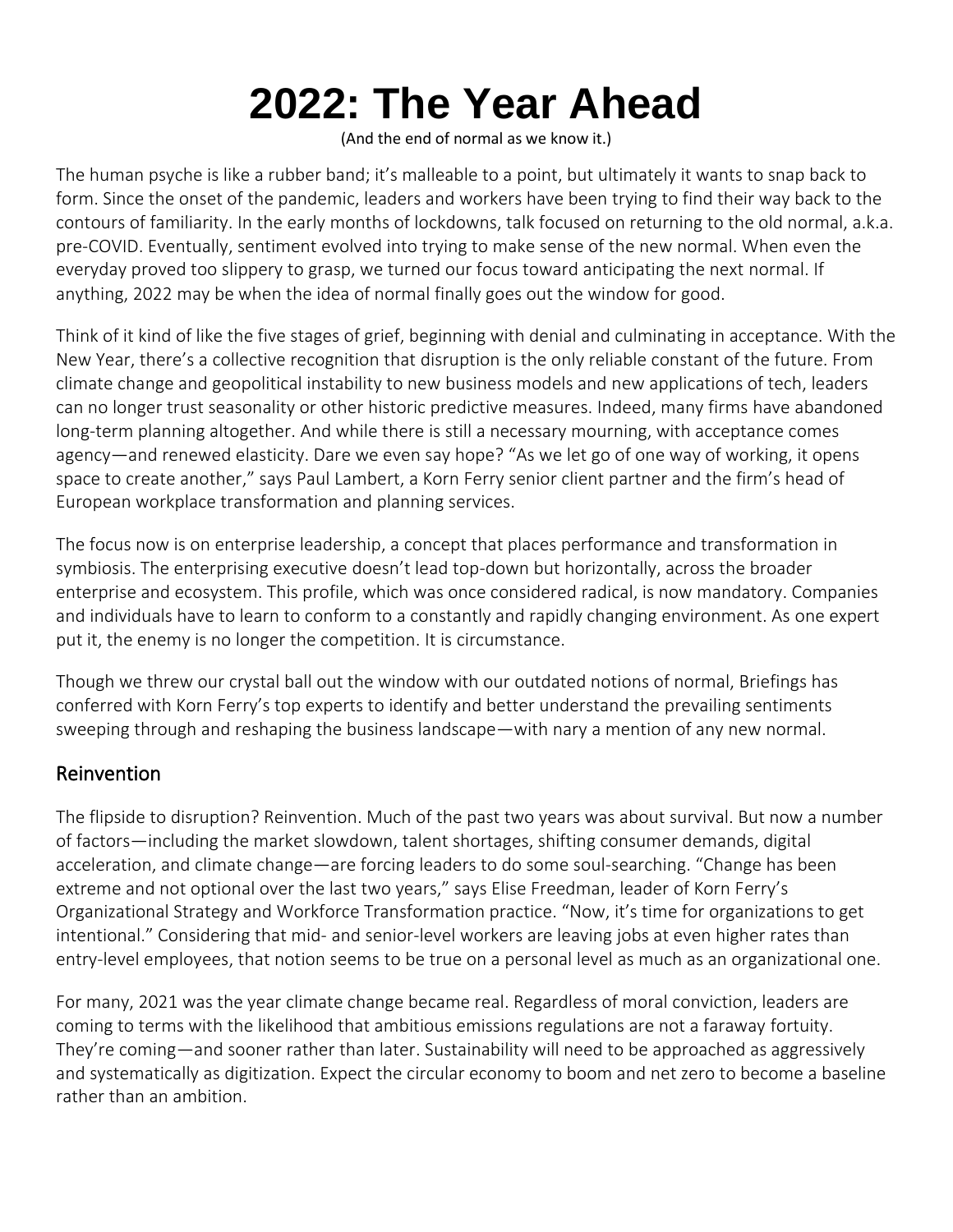# 2022: The Year Ahead

(And the end of normal as we know it.)

The human psyche is like a rubber band; it's malleable to a point, but ultimately it wants to snap back to form. Since the onset of the pandemic, leaders and workers have been trying to find their way back to the contours of familiarity. In the early months of lockdowns, talk focused on returning to the old normal, a.k.a. pre-COVID. Eventually, sentiment evolved into trying to make sense of the new normal. When even the everyday proved too slippery to grasp, we turned our focus toward anticipating the next normal. If anything, 2022 may be when the idea of normal finally goes out the window for good.

Think of it kind of like the five stages of grief, beginning with denial and culminating in acceptance. With the New Year, there's a collective recognition that disruption is the only reliable constant of the future. From climate change and geopolitical instability to new business models and new applications of tech, leaders can no longer trust seasonality or other historic predictive measures. Indeed, many firms have abandoned long-term planning altogether. And while there is still a necessary mourning, with acceptance comes agency—and renewed elasticity. Dare we even say hope? "As we let go of one way of working, it opens space to create another," says Paul Lambert, a Korn Ferry senior client partner and the firm's head of European workplace transformation and planning services.

The focus now is on enterprise leadership, a concept that places performance and transformation in symbiosis. The enterprising executive doesn't lead top-down but horizontally, across the broader enterprise and ecosystem. This profile, which was once considered radical, is now mandatory. Companies and individuals have to learn to conform to a constantly and rapidly changing environment. As one expert put it, the enemy is no longer the competition. It is circumstance.

Though we threw our crystal ball out the window with our outdated notions of normal, Briefings has conferred with Korn Ferry's top experts to identify and better understand the prevailing sentiments sweeping through and reshaping the business landscape—with nary a mention of any new normal.

## Reinvention

The flipside to disruption? Reinvention. Much of the past two years was about survival. But now a number of factors—including the market slowdown, talent shortages, shifting consumer demands, digital acceleration, and climate change—are forcing leaders to do some soul-searching. "Change has been extreme and not optional over the last two years," says Elise Freedman, leader of Korn Ferry's Organizational Strategy and Workforce Transformation practice. "Now, it's time for organizations to get intentional." Considering that mid- and senior-level workers are leaving jobs at even higher rates than entry-level employees, that notion seems to be true on a personal level as much as an organizational one.

For many, 2021 was the year climate change became real. Regardless of moral conviction, leaders are coming to terms with the likelihood that ambitious emissions regulations are not a faraway fortuity. They're coming—and sooner rather than later. Sustainability will need to be approached as aggressively and systematically as digitization. Expect the circular economy to boom and net zero to become a baseline rather than an ambition.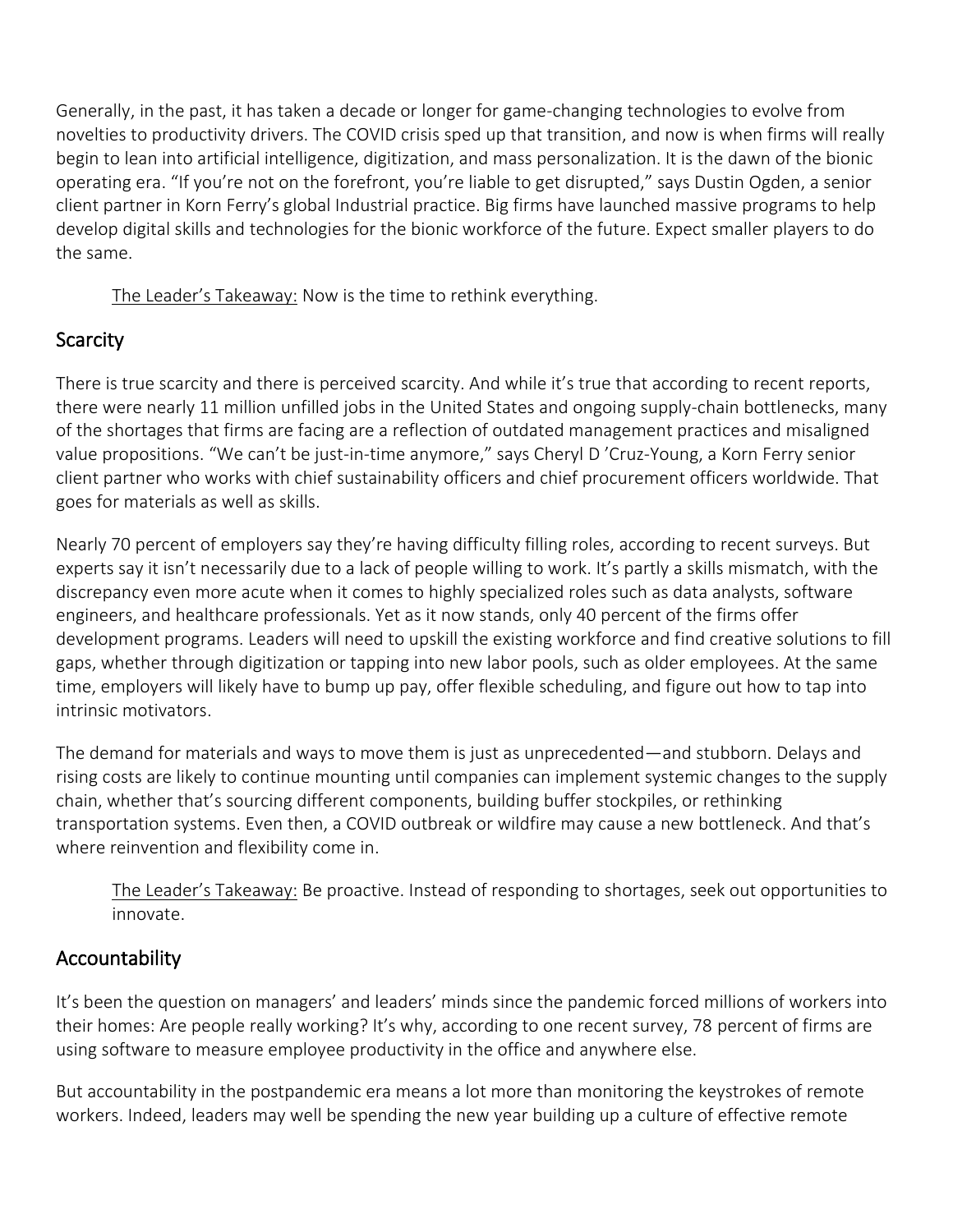Generally, in the past, it has taken a decade or longer for game-changing technologies to evolve from novelties to productivity drivers. The COVID crisis sped up that transition, and now is when firms will really begin to lean into artificial intelligence, digitization, and mass personalization. It is the dawn of the bionic operating era. “If you’re not on the forefront, you’re liable to get disrupted,” says Dustin Ogden, a senior client partner in Korn Ferry’s global Industrial practice. Big firms have launched massive programs to help develop digital skills and technologies for the bionic workforce of the future. Expect smaller players to do the same.

> <u>The Leader’s Takeaway:</u> Now is the time to rethink everything.

## Scarcity

There is true scarcity and there is perceived scarcity. And while it’s true that according to recent reports, there were nearly 11 million unfilled jobs in the United States and ongoing supply-chain bottlenecks, many of the shortages that firms are facing are a reflection of outdated management practices and misaligned value propositions. “We can’t be just-in-time anymore,” says Cheryl D ’Cruz-Young, a Korn Ferry senior client partner who works with chief sustainability officers and chief procurement officers worldwide. That goes for materials as well as skills.

Nearly 70 percent of employers say they’re having difficulty filling roles, according to recent surveys. But experts say it isn’t necessarily due to a lack of people willing to work. It’s partly a skills mismatch, with the discrepancy even more acute when it comes to highly specialized roles such as data analysts, software engineers, and healthcare professionals. Yet as it now stands, only 40 percent of the firms offer development programs. Leaders will need to upskill the existing workforce and find creative solutions to fill gaps, whether through digitization or tapping into new labor pools, such as older employees. At the same time, employers will likely have to bump up pay, offer flexible scheduling, and figure out how to tap into intrinsic motivators.

The demand for materials and ways to move them is just as unprecedented—and stubborn. Delays and rising costs are likely to continue mounting until companies can implement systemic changes to the supply chain, whether that’s sourcing different components, building buffer stockpiles, or rethinking transportation systems. Even then, a COVID outbreak or wildfire may cause a new bottleneck. And that’s where reinvention and flexibility come in.

> <u>The Leader’s Takeaway:</u> Be proactive. Instead of responding to shortages, seek out opportunities to innovate.

## Accountability

It’s been the question on managers’ and leaders’ minds since the pandemic forced millions of workers into their homes: Are people really working? It’s why, according to one recent survey, 78 percent of firms are using software to measure employee productivity in the office and anywhere else.

But accountability in the postpandemic era means a lot more than monitoring the keystrokes of remote workers. Indeed, leaders may well be spending the new year building up a culture of effective remote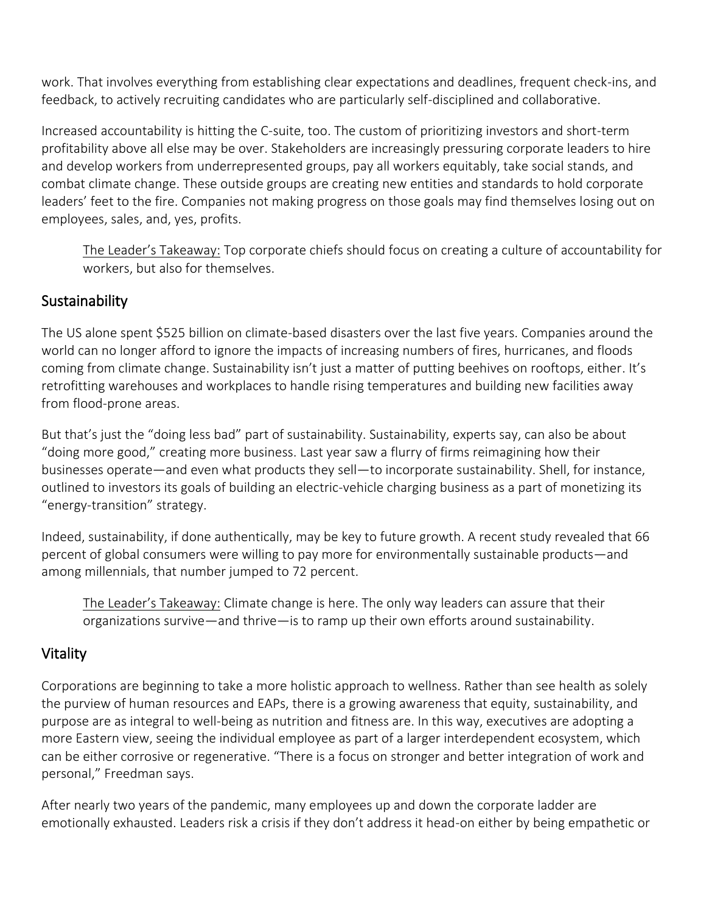work. That involves everything from establishing clear expectations and deadlines, frequent check-ins, and feedback, to actively recruiting candidates who are particularly self-disciplined and collaborative.

Increased accountability is hitting the C-suite, too. The custom of prioritizing investors and short-term profitability above all else may be over. Stakeholders are increasingly pressuring corporate leaders to hire and develop workers from underrepresented groups, pay all workers equitably, take social stands, and combat climate change. These outside groups are creating new entities and standards to hold corporate leaders' feet to the fire. Companies not making progress on those goals may find themselves losing out on employees, sales, and, yes, profits.

> <u>The Leader's Takeaway:</u> Top corporate chiefs should focus on creating a culture of accountability for workers, but also for themselves.

## Sustainability

The US alone spent $525 billion on climate-based disasters over the last five years. Companies around the world can no longer afford to ignore the impacts of increasing numbers of fires, hurricanes, and floods coming from climate change. Sustainability isn't just a matter of putting beehives on rooftops, either. It's retrofitting warehouses and workplaces to handle rising temperatures and building new facilities away from flood-prone areas.

But that's just the "doing less bad" part of sustainability. Sustainability, experts say, can also be about "doing more good," creating more business. Last year saw a flurry of firms reimagining how their businesses operate—and even what products they sell—to incorporate sustainability. Shell, for instance, outlined to investors its goals of building an electric-vehicle charging business as a part of monetizing its "energy-transition" strategy.

Indeed, sustainability, if done authentically, may be key to future growth. A recent study revealed that 66 percent of global consumers were willing to pay more for environmentally sustainable products—and among millennials, that number jumped to 72 percent.

> <u>The Leader's Takeaway:</u> Climate change is here. The only way leaders can assure that their organizations survive—and thrive—is to ramp up their own efforts around sustainability.

## Vitality

Corporations are beginning to take a more holistic approach to wellness. Rather than see health as solely the purview of human resources and EAPs, there is a growing awareness that equity, sustainability, and purpose are as integral to well-being as nutrition and fitness are. In this way, executives are adopting a more Eastern view, seeing the individual employee as part of a larger interdependent ecosystem, which can be either corrosive or regenerative. "There is a focus on stronger and better integration of work and personal," Freedman says.

After nearly two years of the pandemic, many employees up and down the corporate ladder are emotionally exhausted. Leaders risk a crisis if they don't address it head-on either by being empathetic or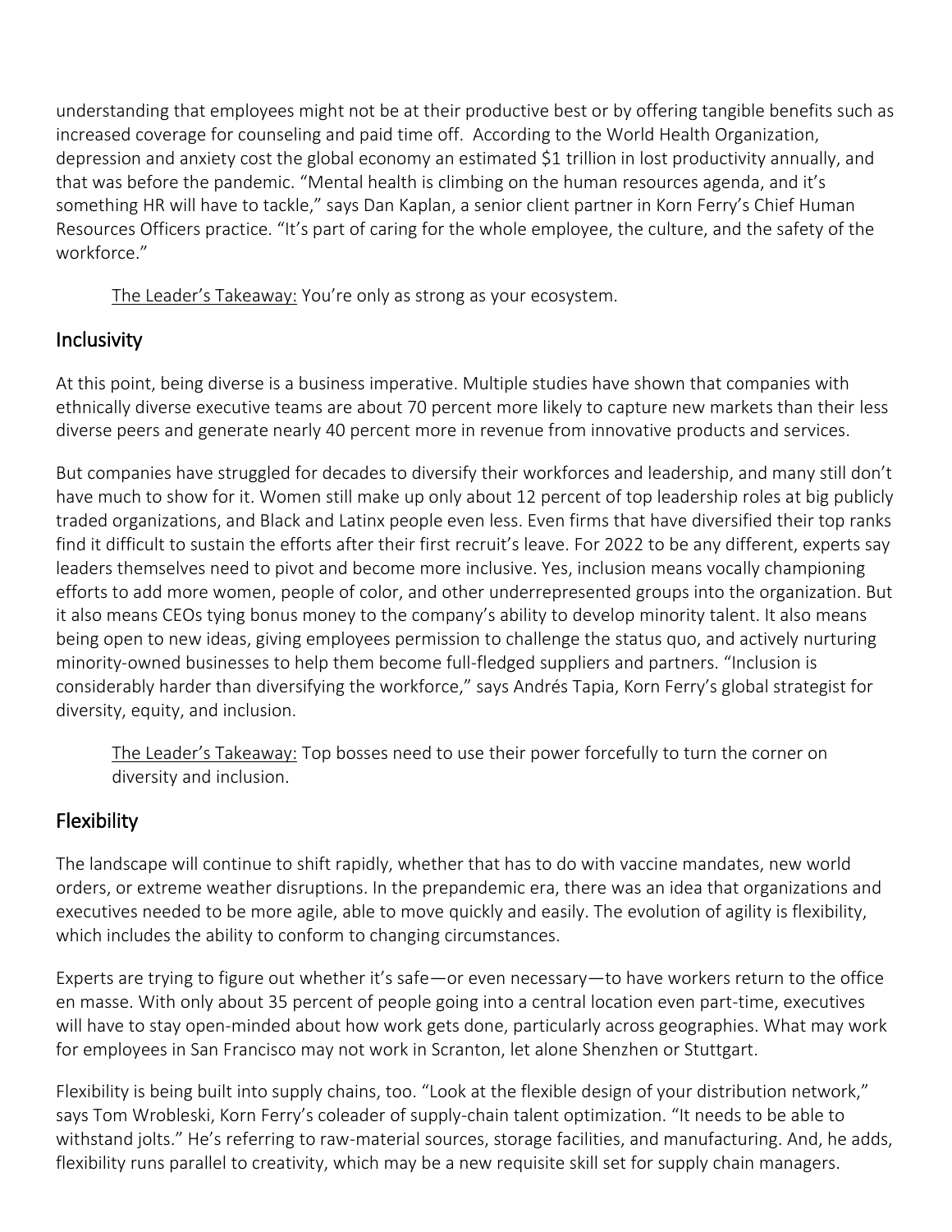understanding that employees might not be at their productive best or by offering tangible benefits such as increased coverage for counseling and paid time off. According to the World Health Organization, depression and anxiety cost the global economy an estimated $1 trillion in lost productivity annually, and that was before the pandemic. "Mental health is climbing on the human resources agenda, and it's something HR will have to tackle," says Dan Kaplan, a senior client partner in Korn Ferry's Chief Human Resources Officers practice. "It's part of caring for the whole employee, the culture, and the safety of the workforce."

> <u>The Leader's Takeaway:</u> You're only as strong as your ecosystem.

## Inclusivity

At this point, being diverse is a business imperative. Multiple studies have shown that companies with ethnically diverse executive teams are about 70 percent more likely to capture new markets than their less diverse peers and generate nearly 40 percent more in revenue from innovative products and services.

But companies have struggled for decades to diversify their workforces and leadership, and many still don't have much to show for it. Women still make up only about 12 percent of top leadership roles at big publicly traded organizations, and Black and Latinx people even less. Even firms that have diversified their top ranks find it difficult to sustain the efforts after their first recruit's leave. For 2022 to be any different, experts say leaders themselves need to pivot and become more inclusive. Yes, inclusion means vocally championing efforts to add more women, people of color, and other underrepresented groups into the organization. But it also means CEOs tying bonus money to the company's ability to develop minority talent. It also means being open to new ideas, giving employees permission to challenge the status quo, and actively nurturing minority-owned businesses to help them become full-fledged suppliers and partners. "Inclusion is considerably harder than diversifying the workforce," says Andrés Tapia, Korn Ferry's global strategist for diversity, equity, and inclusion.

> <u>The Leader's Takeaway:</u> Top bosses need to use their power forcefully to turn the corner on diversity and inclusion.

## Flexibility

The landscape will continue to shift rapidly, whether that has to do with vaccine mandates, new world orders, or extreme weather disruptions. In the prepandemic era, there was an idea that organizations and executives needed to be more agile, able to move quickly and easily. The evolution of agility is flexibility, which includes the ability to conform to changing circumstances.

Experts are trying to figure out whether it's safe—or even necessary—to have workers return to the office en masse. With only about 35 percent of people going into a central location even part-time, executives will have to stay open-minded about how work gets done, particularly across geographies. What may work for employees in San Francisco may not work in Scranton, let alone Shenzhen or Stuttgart.

Flexibility is being built into supply chains, too. "Look at the flexible design of your distribution network," says Tom Wrobleski, Korn Ferry's coleader of supply-chain talent optimization. "It needs to be able to withstand jolts." He's referring to raw-material sources, storage facilities, and manufacturing. And, he adds, flexibility runs parallel to creativity, which may be a new requisite skill set for supply chain managers.